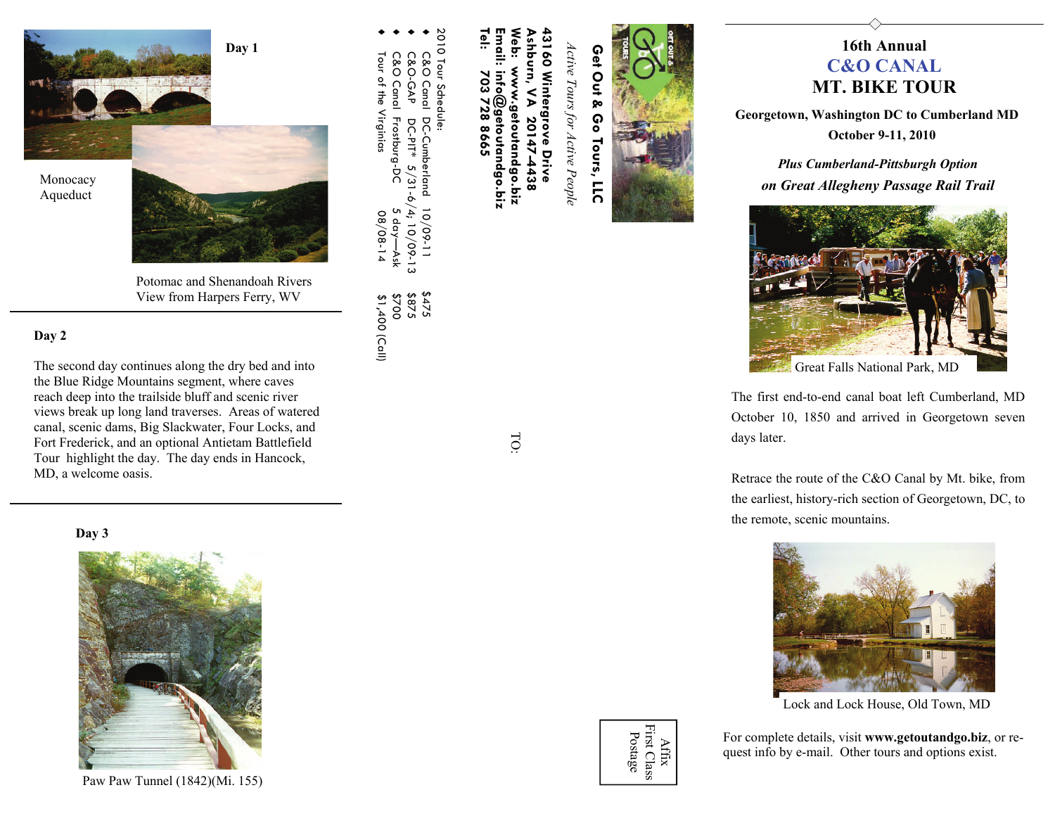Day 1

Monocacy Aqueduct

Potomac and Shenandoah Rivers View from Harpers Ferry, WV

## Day 2

The second day continues along the dry bed and into the Blue Ridge Mountains segment, where caves reach deep into the trailside bluff and scenic river views break up long land traverses. Areas of watered canal, scenic dams, Big Slackwater, Four Locks, and Fort Frederick, and an optional Antietam Battlefield Tour highlight the day. The day ends in Hancock, MD, a welcome oasis.

## Day 3

Paw Paw Tunnel (1842)(Mi. 155)

2010 Tour Schedule:

- C&O Canal DC-Cumberland 10/09-11 $475
- C&O-GAP DC-PIT* 5/31-6/4, 10/09-13 $875
- C&O Canal Frostburg-DC 5 day—Ask $700
- Tour of the Virginias 08/08-14 $1,400 (Call)

**Get Out & Go Tours, LLC**

*Active Tours for Active People*

**43160 Wintergrove Drive**
**Ashburn, VA 20147-4438**
**Web: www.getoutandgo.biz**
**Email: info@getoutandgo.biz**
**Tel: 703 728 8665**

TO:

Affix First Class Postage

# 16th Annual C&O CANAL MT. BIKE TOUR

**Georgetown, Washington DC to Cumberland MD**

**October 9-11, 2010**

***Plus Cumberland-Pittsburgh Option on Great Allegheny Passage Rail Trail***

Great Falls National Park, MD

The first end-to-end canal boat left Cumberland, MD October 10, 1850 and arrived in Georgetown seven days later.

Retrace the route of the C&O Canal by Mt. bike, from the earliest, history-rich section of Georgetown, DC, to the remote, scenic mountains.

Lock and Lock House, Old Town, MD

For complete details, visit **www.getoutandgo.biz**, or request info by e-mail. Other tours and options exist.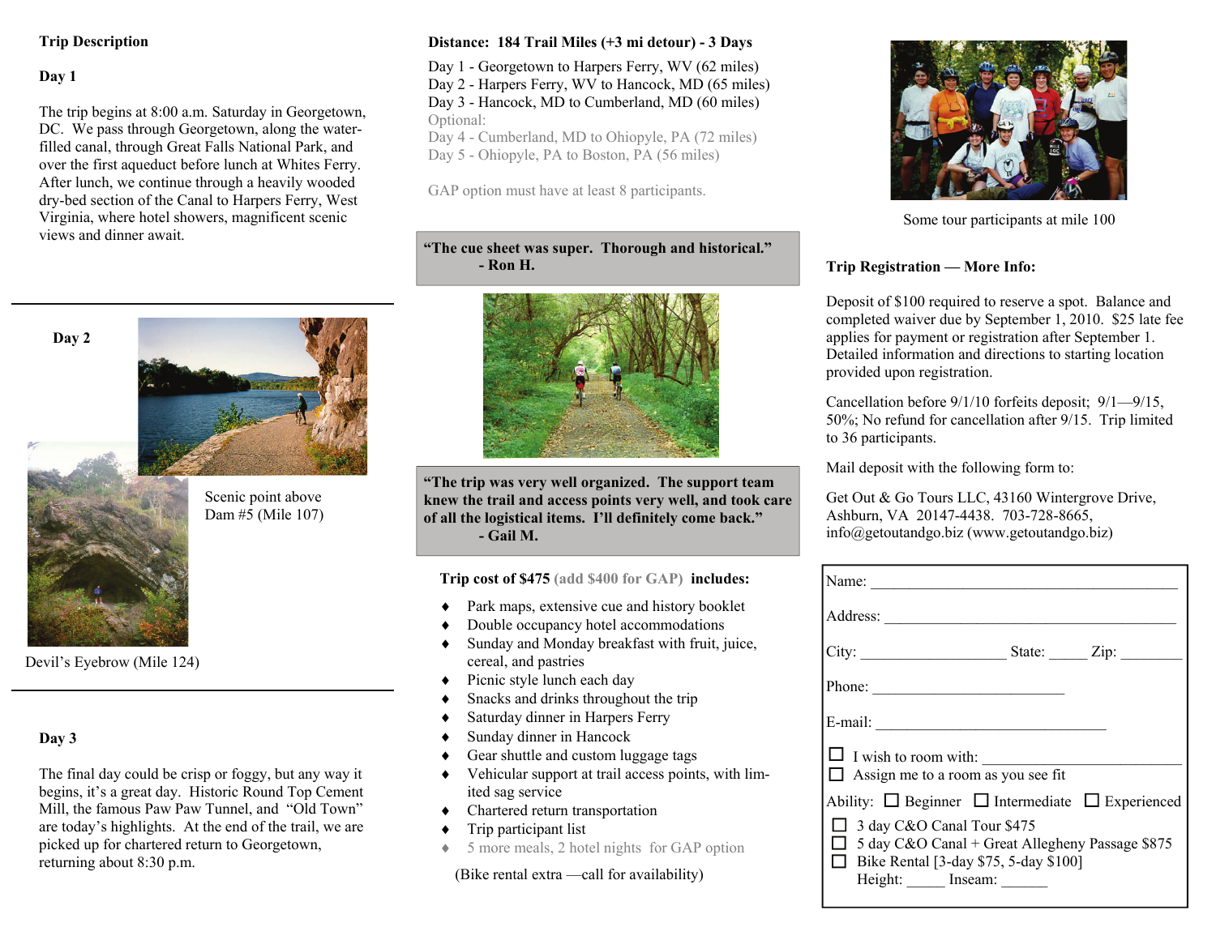**Trip Description**

**Day 1**

The trip begins at 8:00 a.m. Saturday in Georgetown, DC. We pass through Georgetown, along the water-filled canal, through Great Falls National Park, and over the first aqueduct before lunch at Whites Ferry. After lunch, we continue through a heavily wooded dry-bed section of the Canal to Harpers Ferry, West Virginia, where hotel showers, magnificent scenic views and dinner await.

**Day 2**

Scenic point above Dam #5 (Mile 107)

Devil's Eyebrow (Mile 124)

**Day 3**

The final day could be crisp or foggy, but any way it begins, it's a great day. Historic Round Top Cement Mill, the famous Paw Paw Tunnel, and "Old Town" are today's highlights. At the end of the trail, we are picked up for chartered return to Georgetown, returning about 8:30 p.m.

**Distance: 184 Trail Miles (+3 mi detour) - 3 Days**

Day 1 - Georgetown to Harpers Ferry, WV (62 miles)
Day 2 - Harpers Ferry, WV to Hancock, MD (65 miles)
Day 3 - Hancock, MD to Cumberland, MD (60 miles)
Optional:
Day 4 - Cumberland, MD to Ohiopyle, PA (72 miles)
Day 5 - Ohiopyle, PA to Boston, PA (56 miles)

GAP option must have at least 8 participants.

**"The cue sheet was super. Thorough and historical."**
**- Ron H.**

**"The trip was very well organized. The support team knew the trail and access points very well, and took care of all the logistical items. I'll definitely come back."**
**- Gail M.**

**Trip cost of $475** (add $400 for GAP) **includes:**

- Park maps, extensive cue and history booklet
- Double occupancy hotel accommodations
- Sunday and Monday breakfast with fruit, juice, cereal, and pastries
- Picnic style lunch each day
- Snacks and drinks throughout the trip
- Saturday dinner in Harpers Ferry
- Sunday dinner in Hancock
- Gear shuttle and custom luggage tags
- Vehicular support at trail access points, with limited sag service
- Chartered return transportation
- Trip participant list
- 5 more meals, 2 hotel nights for GAP option

(Bike rental extra —call for availability)

Some tour participants at mile 100

**Trip Registration — More Info:**

Deposit of $100 required to reserve a spot. Balance and completed waiver due by September 1, 2010. $25 late fee applies for payment or registration after September 1. Detailed information and directions to starting location provided upon registration.

Cancellation before 9/1/10 forfeits deposit; 9/1—9/15, 50%; No refund for cancellation after 9/15. Trip limited to 36 participants.

Mail deposit with the following form to:

Get Out & Go Tours LLC, 43160 Wintergrove Drive, Ashburn, VA 20147-4438. 703-728-8665, info@getoutandgo.biz (www.getoutandgo.biz)

Name: ____________________________________________

Address: __________________________________________

City: ___________________ State: _____ Zip: ________

Phone: __________________________

E-mail: ______________________________

☐ I wish to room with: ______________________
☐ Assign me to a room as you see fit

Ability: ☐ Beginner ☐ Intermediate ☐ Experienced

☐ 3 day C&O Canal Tour $475
☐ 5 day C&O Canal + Great Allegheny Passage $875
☐ Bike Rental [3-day $75, 5-day $100]
Height: _____ Inseam: ______